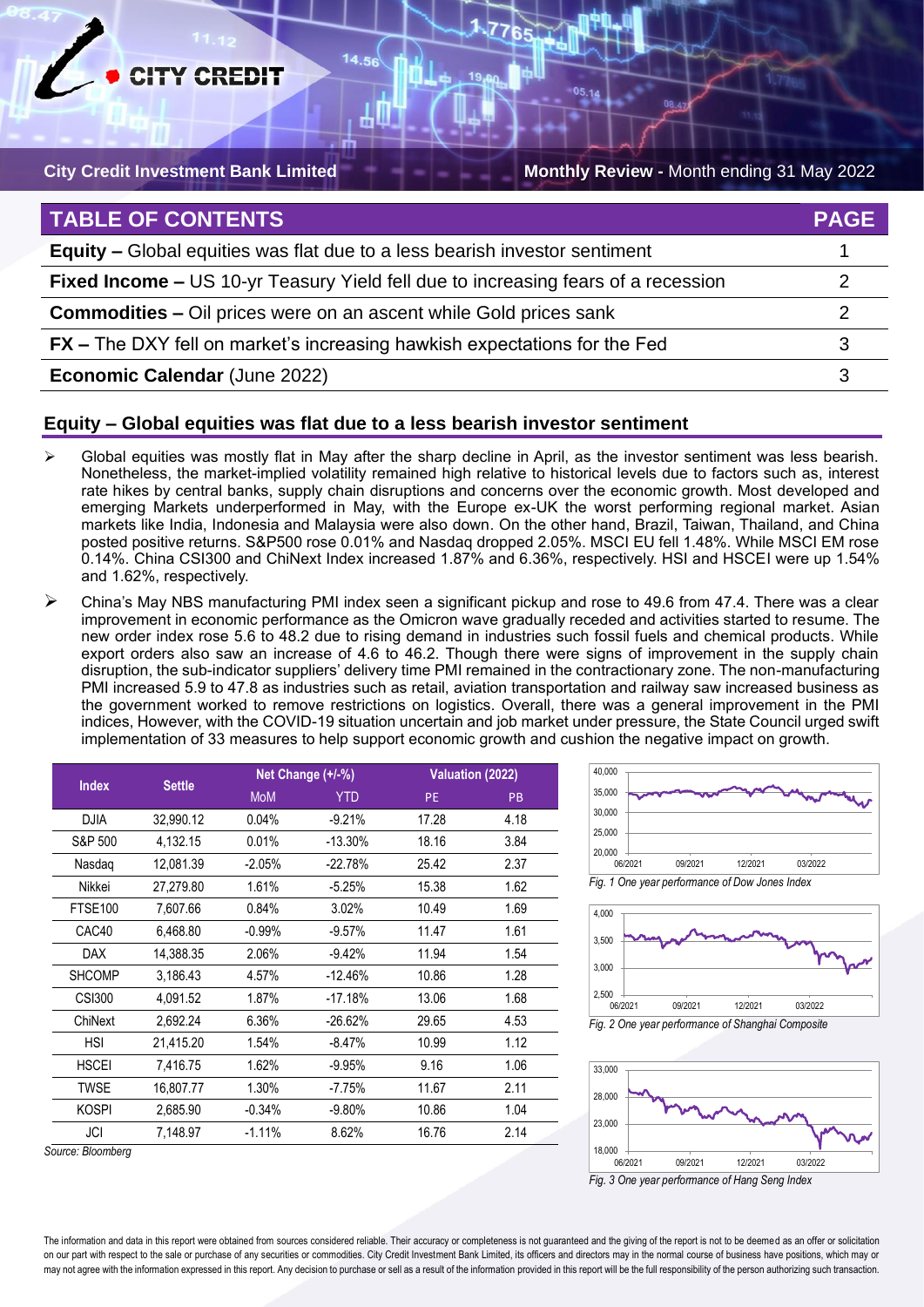**City Credit Investment Bank Limited** — **Monthly Review -** Month ending 31 May 2022

## TABLE OF CONTENTS

| TABLE OF CONTENTS | PAGE |
|---|---|
| **Equity –** Global equities was flat due to a less bearish investor sentiment | 1 |
| **Fixed Income –** US 10-yr Teasury Yield fell due to increasing fears of a recession | 2 |
| **Commodities –** Oil prices were on an ascent while Gold prices sank | 2 |
| **FX –** The DXY fell on market's increasing hawkish expectations for the Fed | 3 |
| **Economic Calendar** (June 2022) | 3 |

## Equity – Global equities was flat due to a less bearish investor sentiment

- Global equities was mostly flat in May after the sharp decline in April, as the investor sentiment was less bearish. Nonetheless, the market-implied volatility remained high relative to historical levels due to factors such as, interest rate hikes by central banks, supply chain disruptions and concerns over the economic growth. Most developed and emerging Markets underperformed in May, with the Europe ex-UK the worst performing regional market. Asian markets like India, Indonesia and Malaysia were also down. On the other hand, Brazil, Taiwan, Thailand, and China posted positive returns. S&P500 rose 0.01% and Nasdaq dropped 2.05%. MSCI EU fell 1.48%. While MSCI EM rose 0.14%. China CSI300 and ChiNext Index increased 1.87% and 6.36%, respectively. HSI and HSCEI were up 1.54% and 1.62%, respectively.
- China's May NBS manufacturing PMI index seen a significant pickup and rose to 49.6 from 47.4. There was a clear improvement in economic performance as the Omicron wave gradually receded and activities started to resume. The new order index rose 5.6 to 48.2 due to rising demand in industries such fossil fuels and chemical products. While export orders also saw an increase of 4.6 to 46.2. Though there were signs of improvement in the supply chain disruption, the sub-indicator suppliers' delivery time PMI remained in the contractionary zone. The non-manufacturing PMI increased 5.9 to 47.8 as industries such as retail, aviation transportation and railway saw increased business as the government worked to remove restrictions on logistics. Overall, there was a general improvement in the PMI indices, However, with the COVID-19 situation uncertain and job market under pressure, the State Council urged swift implementation of 33 measures to help support economic growth and cushion the negative impact on growth.

| Index | Settle | Net Change (+/-%) | | Valuation (2022) | |
|---|---|---|---|---|---|
| | | MoM | YTD | PE | PB |
| DJIA | 32,990.12 | 0.04% | -9.21% | 17.28 | 4.18 |
| S&P 500 | 4,132.15 | 0.01% | -13.30% | 18.16 | 3.84 |
| Nasdaq | 12,081.39 | -2.05% | -22.78% | 25.42 | 2.37 |
| Nikkei | 27,279.80 | 1.61% | -5.25% | 15.38 | 1.62 |
| FTSE100 | 7,607.66 | 0.84% | 3.02% | 10.49 | 1.69 |
| CAC40 | 6,468.80 | -0.99% | -9.57% | 11.47 | 1.61 |
| DAX | 14,388.35 | 2.06% | -9.42% | 11.94 | 1.54 |
| SHCOMP | 3,186.43 | 4.57% | -12.46% | 10.86 | 1.28 |
| CSI300 | 4,091.52 | 1.87% | -17.18% | 13.06 | 1.68 |
| ChiNext | 2,692.24 | 6.36% | -26.62% | 29.65 | 4.53 |
| HSI | 21,415.20 | 1.54% | -8.47% | 10.99 | 1.12 |
| HSCEI | 7,416.75 | 1.62% | -9.95% | 9.16 | 1.06 |
| TWSE | 16,807.77 | 1.30% | -7.75% | 11.67 | 2.11 |
| KOSPI | 2,685.90 | -0.34% | -9.80% | 10.86 | 1.04 |
| JCI | 7,148.97 | -1.11% | 8.62% | 16.76 | 2.14 |

*Source: Bloomberg*

*Fig. 1 One year performance of Dow Jones Index*

*Fig. 2 One year performance of Shanghai Composite*

*Fig. 3 One year performance of Hang Seng Index*

The information and data in this report were obtained from sources considered reliable. Their accuracy or completeness is not guaranteed and the giving of the report is not to be deemed as an offer or solicitation on our part with respect to the sale or purchase of any securities or commodities. City Credit Investment Bank Limited, its officers and directors may in the normal course of business have positions, which may or may not agree with the information expressed in this report. Any decision to purchase or sell as a result of the information provided in this report will be the full responsibility of the person authorizing such transaction.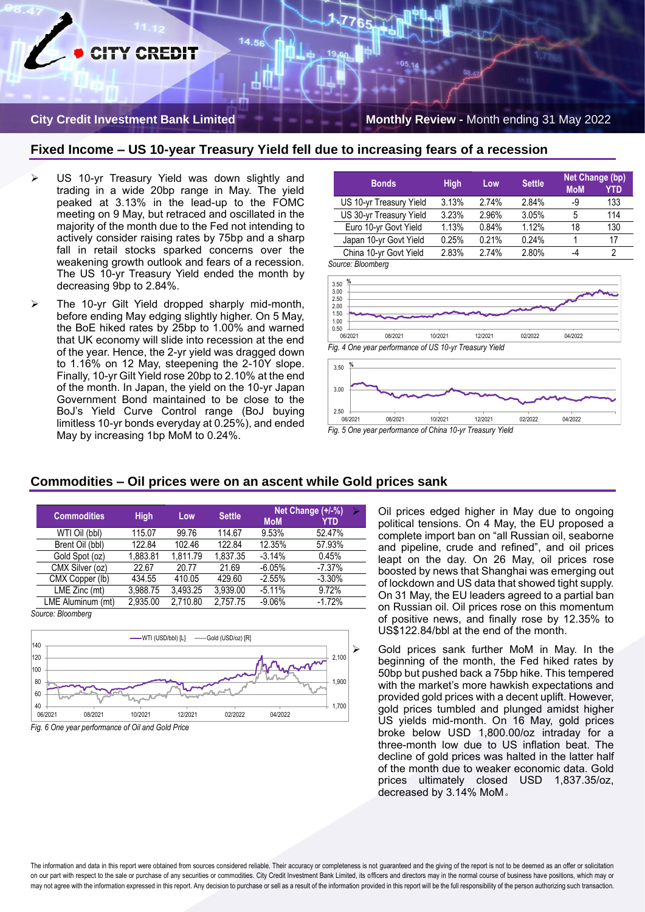## Fixed Income – US 10-year Treasury Yield fell due to increasing fears of a recession

- US 10-yr Treasury Yield was down slightly and trading in a wide 20bp range in May. The yield peaked at 3.13% in the lead-up to the FOMC meeting on 9 May, but retraced and oscillated in the majority of the month due to the Fed not intending to actively consider raising rates by 75bp and a sharp fall in retail stocks sparked concerns over the weakening growth outlook and fears of a recession. The US 10-yr Treasury Yield ended the month by decreasing 9bp to 2.84%.
- The 10-yr Gilt Yield dropped sharply mid-month, before ending May edging slightly higher. On 5 May, the BoE hiked rates by 25bp to 1.00% and warned that UK economy will slide into recession at the end of the year. Hence, the 2-yr yield was dragged down to 1.16% on 12 May, steepening the 2-10Y slope. Finally, 10-yr Gilt Yield rose 20bp to 2.10% at the end of the month. In Japan, the yield on the 10-yr Japan Government Bond maintained to be close to the BoJ's Yield Curve Control range (BoJ buying limitless 10-yr bonds everyday at 0.25%), and ended May by increasing 1bp MoM to 0.24%.

| Bonds | High | Low | Settle | Net Change (bp) MoM | Net Change (bp) YTD |
|---|---|---|---|---|---|
| US 10-yr Treasury Yield | 3.13% | 2.74% | 2.84% | -9 | 133 |
| US 30-yr Treasury Yield | 3.23% | 2.96% | 3.05% | 5 | 114 |
| Euro 10-yr Govt Yield | 1.13% | 0.84% | 1.12% | 18 | 130 |
| Japan 10-yr Govt Yield | 0.25% | 0.21% | 0.24% | 1 | 17 |
| China 10-yr Govt Yield | 2.83% | 2.74% | 2.80% | -4 | 2 |

*Source: Bloomberg*

*Fig. 4 One year performance of US 10-yr Treasury Yield*

*Fig. 5 One year performance of China 10-yr Treasury Yield*

## Commodities – Oil prices were on an ascent while Gold prices sank

| Commodities | High | Low | Settle | Net Change (+/-%) MoM | Net Change (+/-%) YTD |
|---|---|---|---|---|---|
| WTI Oil (bbl) | 115.07 | 99.76 | 114.67 | 9.53% | 52.47% |
| Brent Oil (bbl) | 122.84 | 102.46 | 122.84 | 12.35% | 57.93% |
| Gold Spot (oz) | 1,883.81 | 1,811.79 | 1,837.35 | -3.14% | 0.45% |
| CMX Silver (oz) | 22.67 | 20.77 | 21.69 | -6.05% | -7.37% |
| CMX Copper (lb) | 434.55 | 410.05 | 429.60 | -2.55% | -3.30% |
| LME Zinc (mt) | 3,988.75 | 3,493.25 | 3,939.00 | -5.11% | 9.72% |
| LME Aluminum (mt) | 2,935.00 | 2,710.80 | 2,757.75 | -9.06% | -1.72% |

*Source: Bloomberg*

*Fig. 6 One year performance of Oil and Gold Price*

- Oil prices edged higher in May due to ongoing political tensions. On 4 May, the EU proposed a complete import ban on "all Russian oil, seaborne and pipeline, crude and refined", and oil prices leapt on the day. On 26 May, oil prices rose boosted by news that Shanghai was emerging out of lockdown and US data that showed tight supply. On 31 May, the EU leaders agreed to a partial ban on Russian oil. Oil prices rose on this momentum of positive news, and finally rose by 12.35% to US$122.84/bbl at the end of the month.
- Gold prices sank further MoM in May. In the beginning of the month, the Fed hiked rates by 50bp but pushed back a 75bp hike. This tempered with the market's more hawkish expectations and provided gold prices with a decent uplift. However, gold prices tumbled and plunged amidst higher US yields mid-month. On 16 May, gold prices broke below USD 1,800.00/oz intraday for a three-month low due to US inflation beat. The decline of gold prices was halted in the latter half of the month due to weaker economic data. Gold prices ultimately closed USD 1,837.35/oz, decreased by 3.14% MoM。

The information and data in this report were obtained from sources considered reliable. Their accuracy or completeness is not guaranteed and the giving of the report is not to be deemed as an offer or solicitation on our part with respect to the sale or purchase of any securities or commodities. City Credit Investment Bank Limited, its officers and directors may in the normal course of business have positions, which may or may not agree with the information expressed in this report. Any decision to purchase or sell as a result of the information provided in this report will be the full responsibility of the person authorizing such transaction.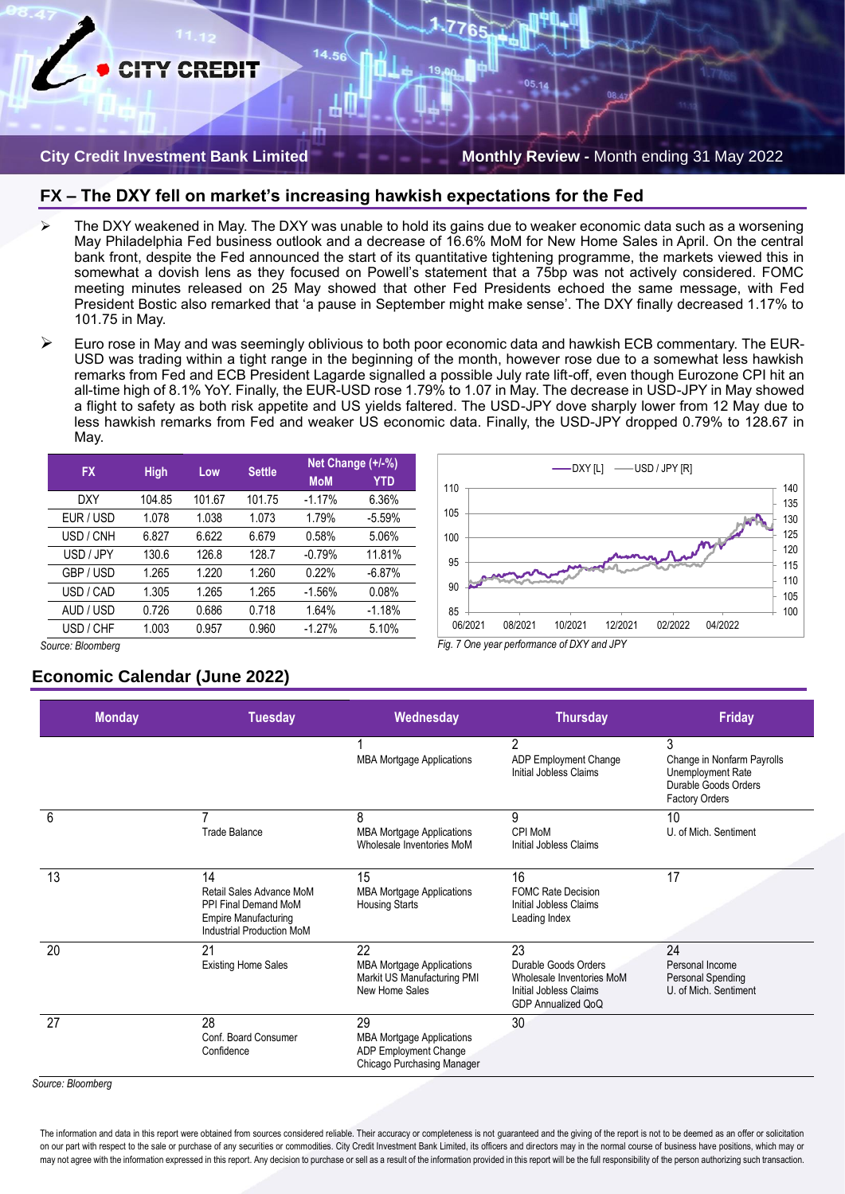## FX – The DXY fell on market's increasing hawkish expectations for the Fed

- The DXY weakened in May. The DXY was unable to hold its gains due to weaker economic data such as a worsening May Philadelphia Fed business outlook and a decrease of 16.6% MoM for New Home Sales in April. On the central bank front, despite the Fed announced the start of its quantitative tightening programme, the markets viewed this in somewhat a dovish lens as they focused on Powell's statement that a 75bp was not actively considered. FOMC meeting minutes released on 25 May showed that other Fed Presidents echoed the same message, with Fed President Bostic also remarked that 'a pause in September might make sense'. The DXY finally decreased 1.17% to 101.75 in May.
- Euro rose in May and was seemingly oblivious to both poor economic data and hawkish ECB commentary. The EUR-USD was trading within a tight range in the beginning of the month, however rose due to a somewhat less hawkish remarks from Fed and ECB President Lagarde signalled a possible July rate lift-off, even though Eurozone CPI hit an all-time high of 8.1% YoY. Finally, the EUR-USD rose 1.79% to 1.07 in May. The decrease in USD-JPY in May showed a flight to safety as both risk appetite and US yields faltered. The USD-JPY dove sharply lower from 12 May due to less hawkish remarks from Fed and weaker US economic data. Finally, the USD-JPY dropped 0.79% to 128.67 in May.

| FX | High | Low | Settle | Net Change (+/-%) | |
|---|---|---|---|---|---|
| | | | | MoM | YTD |
| DXY | 104.85 | 101.67 | 101.75 | -1.17% | 6.36% |
| EUR / USD | 1.078 | 1.038 | 1.073 | 1.79% | -5.59% |
| USD / CNH | 6.827 | 6.622 | 6.679 | 0.58% | 5.06% |
| USD / JPY | 130.6 | 126.8 | 128.7 | -0.79% | 11.81% |
| GBP / USD | 1.265 | 1.220 | 1.260 | 0.22% | -6.87% |
| USD / CAD | 1.305 | 1.265 | 1.265 | -1.56% | 0.08% |
| AUD / USD | 0.726 | 0.686 | 0.718 | 1.64% | -1.18% |
| USD / CHF | 1.003 | 0.957 | 0.960 | -1.27% | 5.10% |

*Source: Bloomberg*

DXY [L]
USD / JPY [R]
110
105
100
95
90
85
140
135
130
125
120
115
110
105
100
06/2021
08/2021
10/2021
12/2021
02/2022
04/2022

*Fig. 7 One year performance of DXY and JPY*

## Economic Calendar (June 2022)

| Monday | Tuesday | Wednesday | Thursday | Friday |
|---|---|---|---|---|
| | | 1<br>MBA Mortgage Applications | 2<br>ADP Employment Change<br>Initial Jobless Claims | 3<br>Change in Nonfarm Payrolls<br>Unemployment Rate<br>Durable Goods Orders<br>Factory Orders |
| 6 | 7<br>Trade Balance | 8<br>MBA Mortgage Applications<br>Wholesale Inventories MoM | 9<br>CPI MoM<br>Initial Jobless Claims | 10<br>U. of Mich. Sentiment |
| 13 | 14<br>Retail Sales Advance MoM<br>PPI Final Demand MoM<br>Empire Manufacturing<br>Industrial Production MoM | 15<br>MBA Mortgage Applications<br>Housing Starts | 16<br>FOMC Rate Decision<br>Initial Jobless Claims<br>Leading Index | 17 |
| 20 | 21<br>Existing Home Sales | 22<br>MBA Mortgage Applications<br>Markit US Manufacturing PMI<br>New Home Sales | 23<br>Durable Goods Orders<br>Wholesale Inventories MoM<br>Initial Jobless Claims<br>GDP Annualized QoQ | 24<br>Personal Income<br>Personal Spending<br>U. of Mich. Sentiment |
| 27 | 28<br>Conf. Board Consumer Confidence | 29<br>MBA Mortgage Applications<br>ADP Employment Change<br>Chicago Purchasing Manager | 30 | |

*Source: Bloomberg*

The information and data in this report were obtained from sources considered reliable. Their accuracy or completeness is not guaranteed and the giving of the report is not to be deemed as an offer or solicitation on our part with respect to the sale or purchase of any securities or commodities. City Credit Investment Bank Limited, its officers and directors may in the normal course of business have positions, which may or may not agree with the information expressed in this report. Any decision to purchase or sell as a result of the information provided in this report will be the full responsibility of the person authorizing such transaction.